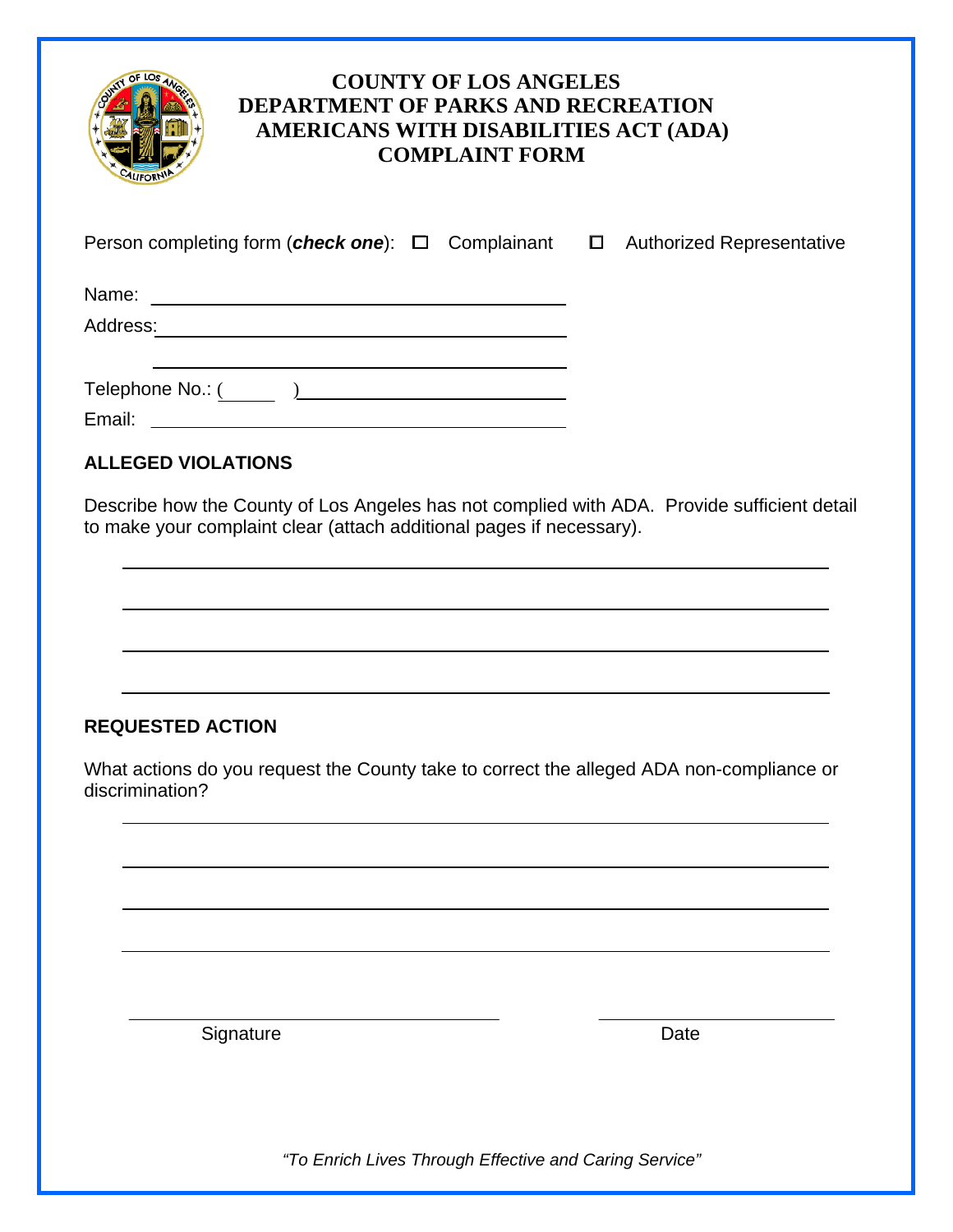# COUNTY OF LOS ANGELES
# DEPARTMENT OF PARKS AND RECREATION
# AMERICANS WITH DISABILITIES ACT (ADA)
# COMPLAINT FORM

Person completing form (***check one***): ☐ Complainant ☐ Authorized Representative

Name: ______________________________________________

Address: ____________________________________________

____________________________________________________

Telephone No.: (______) _______________________________

Email: ______________________________________________

**ALLEGED VIOLATIONS**

Describe how the County of Los Angeles has not complied with ADA. Provide sufficient detail to make your complaint clear (attach additional pages if necessary).

______________________________________________________________________

______________________________________________________________________

______________________________________________________________________

______________________________________________________________________

**REQUESTED ACTION**

What actions do you request the County take to correct the alleged ADA non-compliance or discrimination?

______________________________________________________________________

______________________________________________________________________

______________________________________________________________________

______________________________________________________________________

______________________________________ ______________________

Signature Date

*"To Enrich Lives Through Effective and Caring Service"*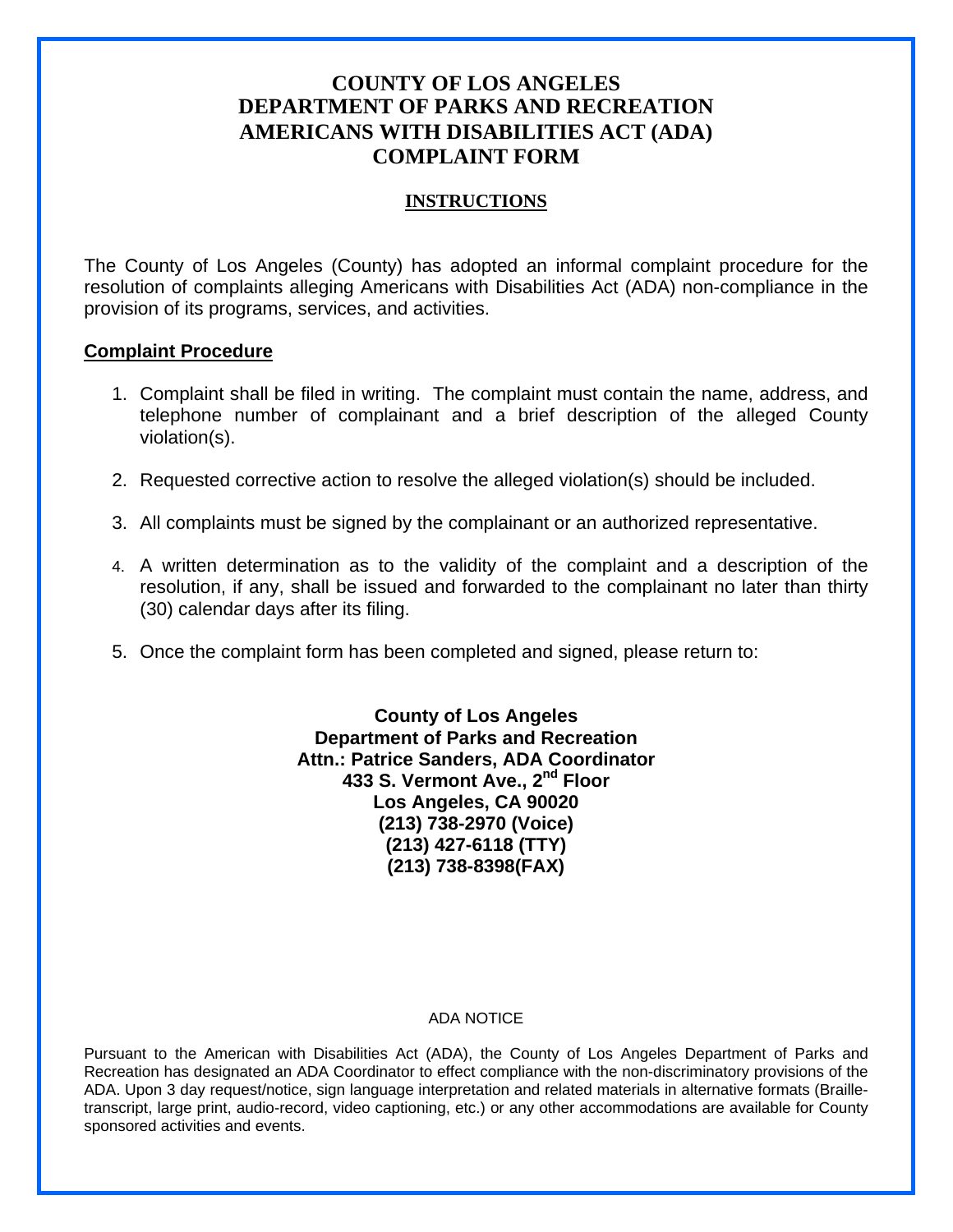# COUNTY OF LOS ANGELES
# DEPARTMENT OF PARKS AND RECREATION
# AMERICANS WITH DISABILITIES ACT (ADA)
# COMPLAINT FORM

## INSTRUCTIONS

The County of Los Angeles (County) has adopted an informal complaint procedure for the resolution of complaints alleging Americans with Disabilities Act (ADA) non-compliance in the provision of its programs, services, and activities.

### Complaint Procedure

1. Complaint shall be filed in writing. The complaint must contain the name, address, and telephone number of complainant and a brief description of the alleged County violation(s).

2. Requested corrective action to resolve the alleged violation(s) should be included.

3. All complaints must be signed by the complainant or an authorized representative.

4. A written determination as to the validity of the complaint and a description of the resolution, if any, shall be issued and forwarded to the complainant no later than thirty (30) calendar days after its filing.

5. Once the complaint form has been completed and signed, please return to:

**County of Los Angeles**
**Department of Parks and Recreation**
**Attn.: Patrice Sanders, ADA Coordinator**
**433 S. Vermont Ave., 2nd Floor**
**Los Angeles, CA 90020**
**(213) 738-2970 (Voice)**
**(213) 427-6118 (TTY)**
**(213) 738-8398(FAX)**

ADA NOTICE

Pursuant to the American with Disabilities Act (ADA), the County of Los Angeles Department of Parks and Recreation has designated an ADA Coordinator to effect compliance with the non-discriminatory provisions of the ADA. Upon 3 day request/notice, sign language interpretation and related materials in alternative formats (Braille-transcript, large print, audio-record, video captioning, etc.) or any other accommodations are available for County sponsored activities and events.